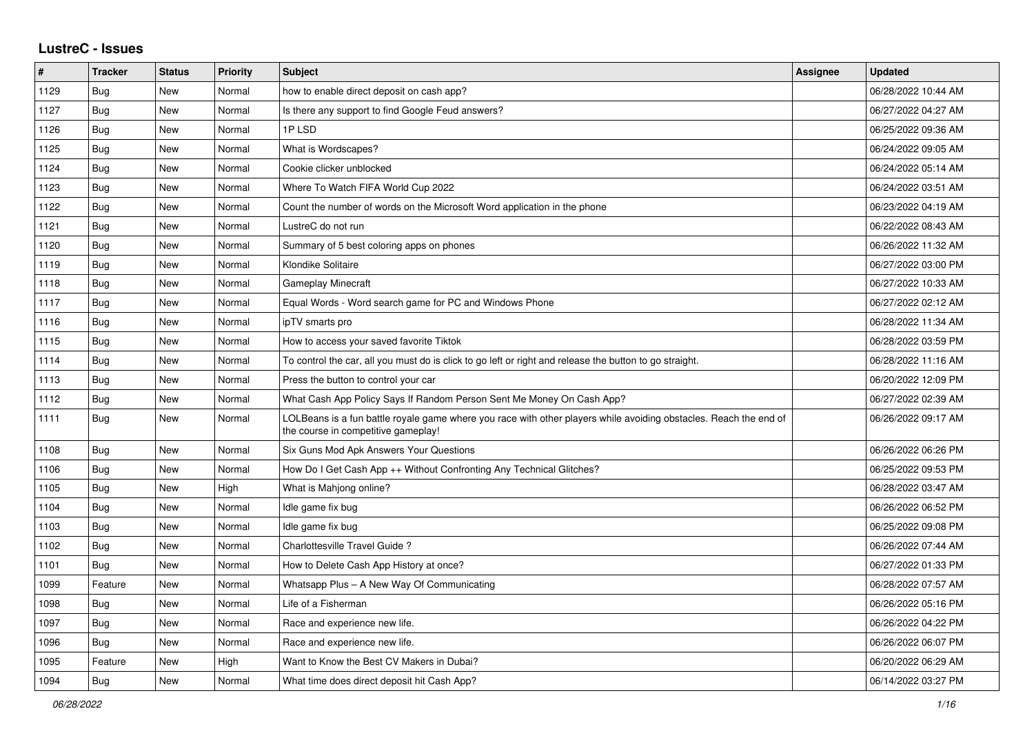# LustreC - Issues

| # | Tracker | Status | Priority | Subject | Assignee | Updated |
|---|---|---|---|---|---|---|
| 1129 | Bug | New | Normal | how to enable direct deposit on cash app? | | 06/28/2022 10:44 AM |
| 1127 | Bug | New | Normal | Is there any support to find Google Feud answers? | | 06/27/2022 04:27 AM |
| 1126 | Bug | New | Normal | 1P LSD | | 06/25/2022 09:36 AM |
| 1125 | Bug | New | Normal | What is Wordscapes? | | 06/24/2022 09:05 AM |
| 1124 | Bug | New | Normal | Cookie clicker unblocked | | 06/24/2022 05:14 AM |
| 1123 | Bug | New | Normal | Where To Watch FIFA World Cup 2022 | | 06/24/2022 03:51 AM |
| 1122 | Bug | New | Normal | Count the number of words on the Microsoft Word application in the phone | | 06/23/2022 04:19 AM |
| 1121 | Bug | New | Normal | LustreC do not run | | 06/22/2022 08:43 AM |
| 1120 | Bug | New | Normal | Summary of 5 best coloring apps on phones | | 06/26/2022 11:32 AM |
| 1119 | Bug | New | Normal | Klondike Solitaire | | 06/27/2022 03:00 PM |
| 1118 | Bug | New | Normal | Gameplay Minecraft | | 06/27/2022 10:33 AM |
| 1117 | Bug | New | Normal | Equal Words - Word search game for PC and Windows Phone | | 06/27/2022 02:12 AM |
| 1116 | Bug | New | Normal | ipTV smarts pro | | 06/28/2022 11:34 AM |
| 1115 | Bug | New | Normal | How to access your saved favorite Tiktok | | 06/28/2022 03:59 PM |
| 1114 | Bug | New | Normal | To control the car, all you must do is click to go left or right and release the button to go straight. | | 06/28/2022 11:16 AM |
| 1113 | Bug | New | Normal | Press the button to control your car | | 06/20/2022 12:09 PM |
| 1112 | Bug | New | Normal | What Cash App Policy Says If Random Person Sent Me Money On Cash App? | | 06/27/2022 02:39 AM |
| 1111 | Bug | New | Normal | LOLBeans is a fun battle royale game where you race with other players while avoiding obstacles. Reach the end of the course in competitive gameplay! | | 06/26/2022 09:17 AM |
| 1108 | Bug | New | Normal | Six Guns Mod Apk Answers Your Questions | | 06/26/2022 06:26 PM |
| 1106 | Bug | New | Normal | How Do I Get Cash App ++ Without Confronting Any Technical Glitches? | | 06/25/2022 09:53 PM |
| 1105 | Bug | New | High | What is Mahjong online? | | 06/28/2022 03:47 AM |
| 1104 | Bug | New | Normal | Idle game fix bug | | 06/26/2022 06:52 PM |
| 1103 | Bug | New | Normal | Idle game fix bug | | 06/25/2022 09:08 PM |
| 1102 | Bug | New | Normal | Charlottesville Travel Guide ? | | 06/26/2022 07:44 AM |
| 1101 | Bug | New | Normal | How to Delete Cash App History at once? | | 06/27/2022 01:33 PM |
| 1099 | Feature | New | Normal | Whatsapp Plus – A New Way Of Communicating | | 06/28/2022 07:57 AM |
| 1098 | Bug | New | Normal | Life of a Fisherman | | 06/26/2022 05:16 PM |
| 1097 | Bug | New | Normal | Race and experience new life. | | 06/26/2022 04:22 PM |
| 1096 | Bug | New | Normal | Race and experience new life. | | 06/26/2022 06:07 PM |
| 1095 | Feature | New | High | Want to Know the Best CV Makers in Dubai? | | 06/20/2022 06:29 AM |
| 1094 | Bug | New | Normal | What time does direct deposit hit Cash App? | | 06/14/2022 03:27 PM |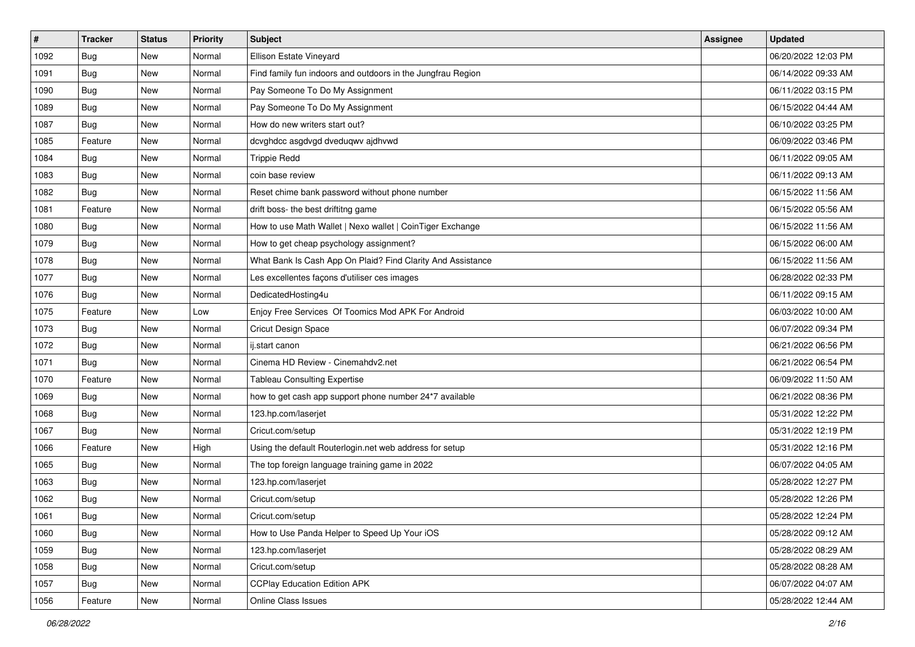| # | Tracker | Status | Priority | Subject | Assignee | Updated |
| --- | --- | --- | --- | --- | --- | --- |
| 1092 | Bug | New | Normal | Ellison Estate Vineyard | | 06/20/2022 12:03 PM |
| 1091 | Bug | New | Normal | Find family fun indoors and outdoors in the Jungfrau Region | | 06/14/2022 09:33 AM |
| 1090 | Bug | New | Normal | Pay Someone To Do My Assignment | | 06/11/2022 03:15 PM |
| 1089 | Bug | New | Normal | Pay Someone To Do My Assignment | | 06/15/2022 04:44 AM |
| 1087 | Bug | New | Normal | How do new writers start out? | | 06/10/2022 03:25 PM |
| 1085 | Feature | New | Normal | dcvghdcc asgdvgd dveduqwv ajdhvwd | | 06/09/2022 03:46 PM |
| 1084 | Bug | New | Normal | Trippie Redd | | 06/11/2022 09:05 AM |
| 1083 | Bug | New | Normal | coin base review | | 06/11/2022 09:13 AM |
| 1082 | Bug | New | Normal | Reset chime bank password without phone number | | 06/15/2022 11:56 AM |
| 1081 | Feature | New | Normal | drift boss- the best driftitng game | | 06/15/2022 05:56 AM |
| 1080 | Bug | New | Normal | How to use Math Wallet \| Nexo wallet \| CoinTiger Exchange | | 06/15/2022 11:56 AM |
| 1079 | Bug | New | Normal | How to get cheap psychology assignment? | | 06/15/2022 06:00 AM |
| 1078 | Bug | New | Normal | What Bank Is Cash App On Plaid? Find Clarity And Assistance | | 06/15/2022 11:56 AM |
| 1077 | Bug | New | Normal | Les excellentes façons d'utiliser ces images | | 06/28/2022 02:33 PM |
| 1076 | Bug | New | Normal | DedicatedHosting4u | | 06/11/2022 09:15 AM |
| 1075 | Feature | New | Low | Enjoy Free Services Of Toomics Mod APK For Android | | 06/03/2022 10:00 AM |
| 1073 | Bug | New | Normal | Cricut Design Space | | 06/07/2022 09:34 PM |
| 1072 | Bug | New | Normal | ij.start canon | | 06/21/2022 06:56 PM |
| 1071 | Bug | New | Normal | Cinema HD Review - Cinemahdv2.net | | 06/21/2022 06:54 PM |
| 1070 | Feature | New | Normal | Tableau Consulting Expertise | | 06/09/2022 11:50 AM |
| 1069 | Bug | New | Normal | how to get cash app support phone number 24*7 available | | 06/21/2022 08:36 PM |
| 1068 | Bug | New | Normal | 123.hp.com/laserjet | | 05/31/2022 12:22 PM |
| 1067 | Bug | New | Normal | Cricut.com/setup | | 05/31/2022 12:19 PM |
| 1066 | Feature | New | High | Using the default Routerlogin.net web address for setup | | 05/31/2022 12:16 PM |
| 1065 | Bug | New | Normal | The top foreign language training game in 2022 | | 06/07/2022 04:05 AM |
| 1063 | Bug | New | Normal | 123.hp.com/laserjet | | 05/28/2022 12:27 PM |
| 1062 | Bug | New | Normal | Cricut.com/setup | | 05/28/2022 12:26 PM |
| 1061 | Bug | New | Normal | Cricut.com/setup | | 05/28/2022 12:24 PM |
| 1060 | Bug | New | Normal | How to Use Panda Helper to Speed Up Your iOS | | 05/28/2022 09:12 AM |
| 1059 | Bug | New | Normal | 123.hp.com/laserjet | | 05/28/2022 08:29 AM |
| 1058 | Bug | New | Normal | Cricut.com/setup | | 05/28/2022 08:28 AM |
| 1057 | Bug | New | Normal | CCPlay Education Edition APK | | 06/07/2022 04:07 AM |
| 1056 | Feature | New | Normal | Online Class Issues | | 05/28/2022 12:44 AM |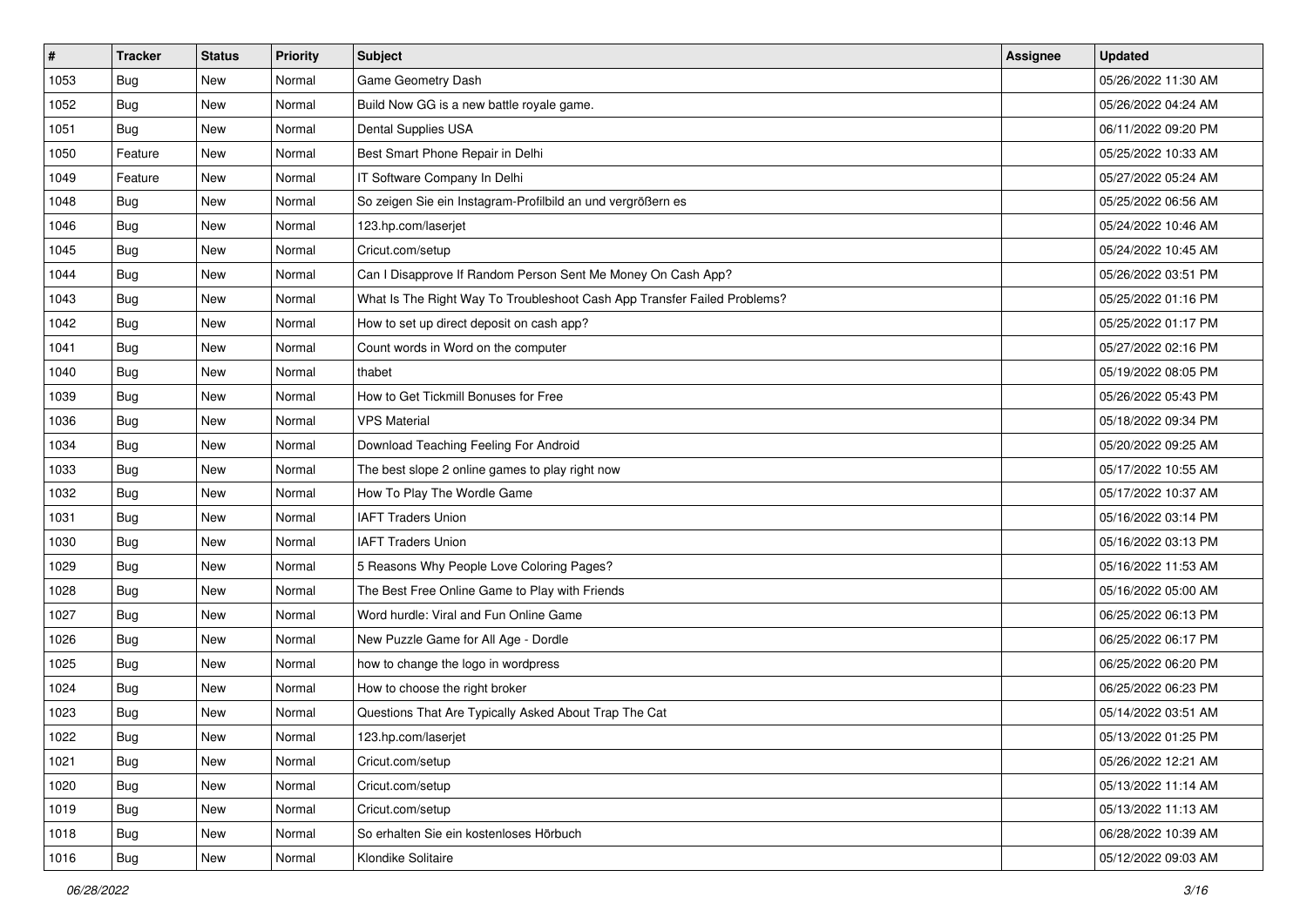| # | Tracker | Status | Priority | Subject | Assignee | Updated |
| --- | --- | --- | --- | --- | --- | --- |
| 1053 | Bug | New | Normal | Game Geometry Dash | | 05/26/2022 11:30 AM |
| 1052 | Bug | New | Normal | Build Now GG is a new battle royale game. | | 05/26/2022 04:24 AM |
| 1051 | Bug | New | Normal | Dental Supplies USA | | 06/11/2022 09:20 PM |
| 1050 | Feature | New | Normal | Best Smart Phone Repair in Delhi | | 05/25/2022 10:33 AM |
| 1049 | Feature | New | Normal | IT Software Company In Delhi | | 05/27/2022 05:24 AM |
| 1048 | Bug | New | Normal | So zeigen Sie ein Instagram-Profilbild an und vergrößern es | | 05/25/2022 06:56 AM |
| 1046 | Bug | New | Normal | 123.hp.com/laserjet | | 05/24/2022 10:46 AM |
| 1045 | Bug | New | Normal | Cricut.com/setup | | 05/24/2022 10:45 AM |
| 1044 | Bug | New | Normal | Can I Disapprove If Random Person Sent Me Money On Cash App? | | 05/26/2022 03:51 PM |
| 1043 | Bug | New | Normal | What Is The Right Way To Troubleshoot Cash App Transfer Failed Problems? | | 05/25/2022 01:16 PM |
| 1042 | Bug | New | Normal | How to set up direct deposit on cash app? | | 05/25/2022 01:17 PM |
| 1041 | Bug | New | Normal | Count words in Word on the computer | | 05/27/2022 02:16 PM |
| 1040 | Bug | New | Normal | thabet | | 05/19/2022 08:05 PM |
| 1039 | Bug | New | Normal | How to Get Tickmill Bonuses for Free | | 05/26/2022 05:43 PM |
| 1036 | Bug | New | Normal | VPS Material | | 05/18/2022 09:34 PM |
| 1034 | Bug | New | Normal | Download Teaching Feeling For Android | | 05/20/2022 09:25 AM |
| 1033 | Bug | New | Normal | The best slope 2 online games to play right now | | 05/17/2022 10:55 AM |
| 1032 | Bug | New | Normal | How To Play The Wordle Game | | 05/17/2022 10:37 AM |
| 1031 | Bug | New | Normal | IAFT Traders Union | | 05/16/2022 03:14 PM |
| 1030 | Bug | New | Normal | IAFT Traders Union | | 05/16/2022 03:13 PM |
| 1029 | Bug | New | Normal | 5 Reasons Why People Love Coloring Pages? | | 05/16/2022 11:53 AM |
| 1028 | Bug | New | Normal | The Best Free Online Game to Play with Friends | | 05/16/2022 05:00 AM |
| 1027 | Bug | New | Normal | Word hurdle: Viral and Fun Online Game | | 06/25/2022 06:13 PM |
| 1026 | Bug | New | Normal | New Puzzle Game for All Age - Dordle | | 06/25/2022 06:17 PM |
| 1025 | Bug | New | Normal | how to change the logo in wordpress | | 06/25/2022 06:20 PM |
| 1024 | Bug | New | Normal | How to choose the right broker | | 06/25/2022 06:23 PM |
| 1023 | Bug | New | Normal | Questions That Are Typically Asked About Trap The Cat | | 05/14/2022 03:51 AM |
| 1022 | Bug | New | Normal | 123.hp.com/laserjet | | 05/13/2022 01:25 PM |
| 1021 | Bug | New | Normal | Cricut.com/setup | | 05/26/2022 12:21 AM |
| 1020 | Bug | New | Normal | Cricut.com/setup | | 05/13/2022 11:14 AM |
| 1019 | Bug | New | Normal | Cricut.com/setup | | 05/13/2022 11:13 AM |
| 1018 | Bug | New | Normal | So erhalten Sie ein kostenloses Hörbuch | | 06/28/2022 10:39 AM |
| 1016 | Bug | New | Normal | Klondike Solitaire | | 05/12/2022 09:03 AM |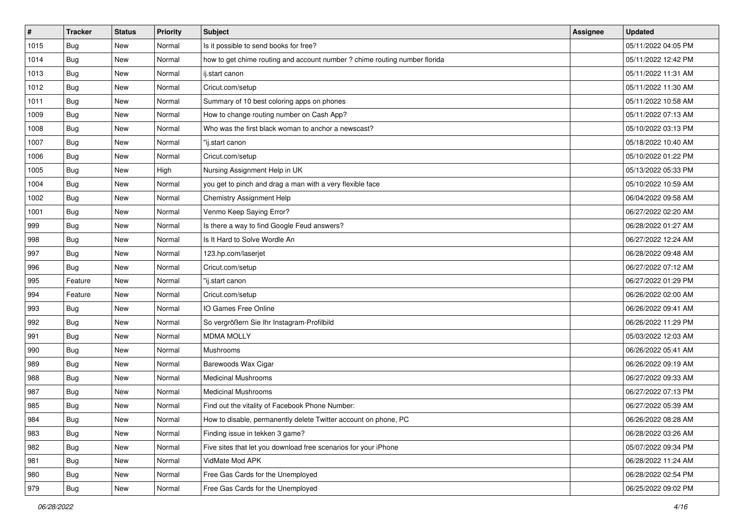| # | Tracker | Status | Priority | Subject | Assignee | Updated |
| --- | --- | --- | --- | --- | --- | --- |
| 1015 | Bug | New | Normal | Is it possible to send books for free? | | 05/11/2022 04:05 PM |
| 1014 | Bug | New | Normal | how to get chime routing and account number ? chime routing number florida | | 05/11/2022 12:42 PM |
| 1013 | Bug | New | Normal | ij.start canon | | 05/11/2022 11:31 AM |
| 1012 | Bug | New | Normal | Cricut.com/setup | | 05/11/2022 11:30 AM |
| 1011 | Bug | New | Normal | Summary of 10 best coloring apps on phones | | 05/11/2022 10:58 AM |
| 1009 | Bug | New | Normal | How to change routing number on Cash App? | | 05/11/2022 07:13 AM |
| 1008 | Bug | New | Normal | Who was the first black woman to anchor a newscast? | | 05/10/2022 03:13 PM |
| 1007 | Bug | New | Normal | "ij.start canon | | 05/18/2022 10:40 AM |
| 1006 | Bug | New | Normal | Cricut.com/setup | | 05/10/2022 01:22 PM |
| 1005 | Bug | New | High | Nursing Assignment Help in UK | | 05/13/2022 05:33 PM |
| 1004 | Bug | New | Normal | you get to pinch and drag a man with a very flexible face | | 05/10/2022 10:59 AM |
| 1002 | Bug | New | Normal | Chemistry Assignment Help | | 06/04/2022 09:58 AM |
| 1001 | Bug | New | Normal | Venmo Keep Saying Error? | | 06/27/2022 02:20 AM |
| 999 | Bug | New | Normal | Is there a way to find Google Feud answers? | | 06/28/2022 01:27 AM |
| 998 | Bug | New | Normal | Is It Hard to Solve Wordle An | | 06/27/2022 12:24 AM |
| 997 | Bug | New | Normal | 123.hp.com/laserjet | | 06/28/2022 09:48 AM |
| 996 | Bug | New | Normal | Cricut.com/setup | | 06/27/2022 07:12 AM |
| 995 | Feature | New | Normal | "ij.start canon | | 06/27/2022 01:29 PM |
| 994 | Feature | New | Normal | Cricut.com/setup | | 06/26/2022 02:00 AM |
| 993 | Bug | New | Normal | IO Games Free Online | | 06/26/2022 09:41 AM |
| 992 | Bug | New | Normal | So vergrößern Sie Ihr Instagram-Profilbild | | 06/26/2022 11:29 PM |
| 991 | Bug | New | Normal | MDMA MOLLY | | 05/03/2022 12:03 AM |
| 990 | Bug | New | Normal | Mushrooms | | 06/26/2022 05:41 AM |
| 989 | Bug | New | Normal | Barewoods Wax Cigar | | 06/26/2022 09:19 AM |
| 988 | Bug | New | Normal | Medicinal Mushrooms | | 06/27/2022 09:33 AM |
| 987 | Bug | New | Normal | Medicinal Mushrooms | | 06/27/2022 07:13 PM |
| 985 | Bug | New | Normal | Find out the vitality of Facebook Phone Number: | | 06/27/2022 05:39 AM |
| 984 | Bug | New | Normal | How to disable, permanently delete Twitter account on phone, PC | | 06/26/2022 08:28 AM |
| 983 | Bug | New | Normal | Finding issue in tekken 3 game? | | 06/28/2022 03:26 AM |
| 982 | Bug | New | Normal | Five sites that let you download free scenarios for your iPhone | | 05/07/2022 09:34 PM |
| 981 | Bug | New | Normal | VidMate Mod APK | | 06/28/2022 11:24 AM |
| 980 | Bug | New | Normal | Free Gas Cards for the Unemployed | | 06/28/2022 02:54 PM |
| 979 | Bug | New | Normal | Free Gas Cards for the Unemployed | | 06/25/2022 09:02 PM |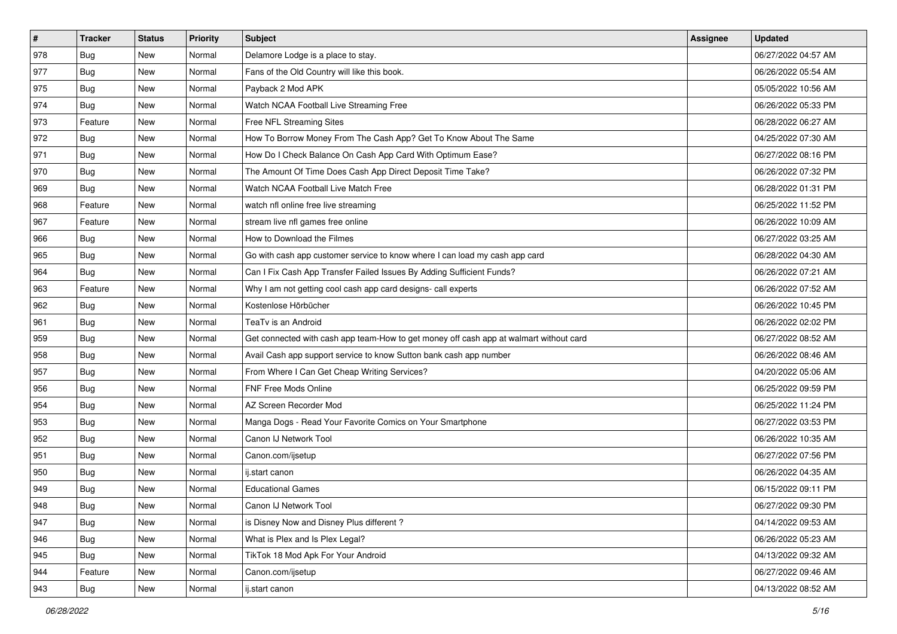| # | Tracker | Status | Priority | Subject | Assignee | Updated |
|---|---|---|---|---|---|---|
| 978 | Bug | New | Normal | Delamore Lodge is a place to stay. | | 06/27/2022 04:57 AM |
| 977 | Bug | New | Normal | Fans of the Old Country will like this book. | | 06/26/2022 05:54 AM |
| 975 | Bug | New | Normal | Payback 2 Mod APK | | 05/05/2022 10:56 AM |
| 974 | Bug | New | Normal | Watch NCAA Football Live Streaming Free | | 06/26/2022 05:33 PM |
| 973 | Feature | New | Normal | Free NFL Streaming Sites | | 06/28/2022 06:27 AM |
| 972 | Bug | New | Normal | How To Borrow Money From The Cash App? Get To Know About The Same | | 04/25/2022 07:30 AM |
| 971 | Bug | New | Normal | How Do I Check Balance On Cash App Card With Optimum Ease? | | 06/27/2022 08:16 PM |
| 970 | Bug | New | Normal | The Amount Of Time Does Cash App Direct Deposit Time Take? | | 06/26/2022 07:32 PM |
| 969 | Bug | New | Normal | Watch NCAA Football Live Match Free | | 06/28/2022 01:31 PM |
| 968 | Feature | New | Normal | watch nfl online free live streaming | | 06/25/2022 11:52 PM |
| 967 | Feature | New | Normal | stream live nfl games free online | | 06/26/2022 10:09 AM |
| 966 | Bug | New | Normal | How to Download the Filmes | | 06/27/2022 03:25 AM |
| 965 | Bug | New | Normal | Go with cash app customer service to know where I can load my cash app card | | 06/28/2022 04:30 AM |
| 964 | Bug | New | Normal | Can I Fix Cash App Transfer Failed Issues By Adding Sufficient Funds? | | 06/26/2022 07:21 AM |
| 963 | Feature | New | Normal | Why I am not getting cool cash app card designs- call experts | | 06/26/2022 07:52 AM |
| 962 | Bug | New | Normal | Kostenlose Hörbücher | | 06/26/2022 10:45 PM |
| 961 | Bug | New | Normal | TeaTv is an Android | | 06/26/2022 02:02 PM |
| 959 | Bug | New | Normal | Get connected with cash app team-How to get money off cash app at walmart without card | | 06/27/2022 08:52 AM |
| 958 | Bug | New | Normal | Avail Cash app support service to know Sutton bank cash app number | | 06/26/2022 08:46 AM |
| 957 | Bug | New | Normal | From Where I Can Get Cheap Writing Services? | | 04/20/2022 05:06 AM |
| 956 | Bug | New | Normal | FNF Free Mods Online | | 06/25/2022 09:59 PM |
| 954 | Bug | New | Normal | AZ Screen Recorder Mod | | 06/25/2022 11:24 PM |
| 953 | Bug | New | Normal | Manga Dogs - Read Your Favorite Comics on Your Smartphone | | 06/27/2022 03:53 PM |
| 952 | Bug | New | Normal | Canon IJ Network Tool | | 06/26/2022 10:35 AM |
| 951 | Bug | New | Normal | Canon.com/ijsetup | | 06/27/2022 07:56 PM |
| 950 | Bug | New | Normal | ij.start canon | | 06/26/2022 04:35 AM |
| 949 | Bug | New | Normal | Educational Games | | 06/15/2022 09:11 PM |
| 948 | Bug | New | Normal | Canon IJ Network Tool | | 06/27/2022 09:30 PM |
| 947 | Bug | New | Normal | is Disney Now and Disney Plus different ? | | 04/14/2022 09:53 AM |
| 946 | Bug | New | Normal | What is Plex and Is Plex Legal? | | 06/26/2022 05:23 AM |
| 945 | Bug | New | Normal | TikTok 18 Mod Apk For Your Android | | 04/13/2022 09:32 AM |
| 944 | Feature | New | Normal | Canon.com/ijsetup | | 06/27/2022 09:46 AM |
| 943 | Bug | New | Normal | ij.start canon | | 04/13/2022 08:52 AM |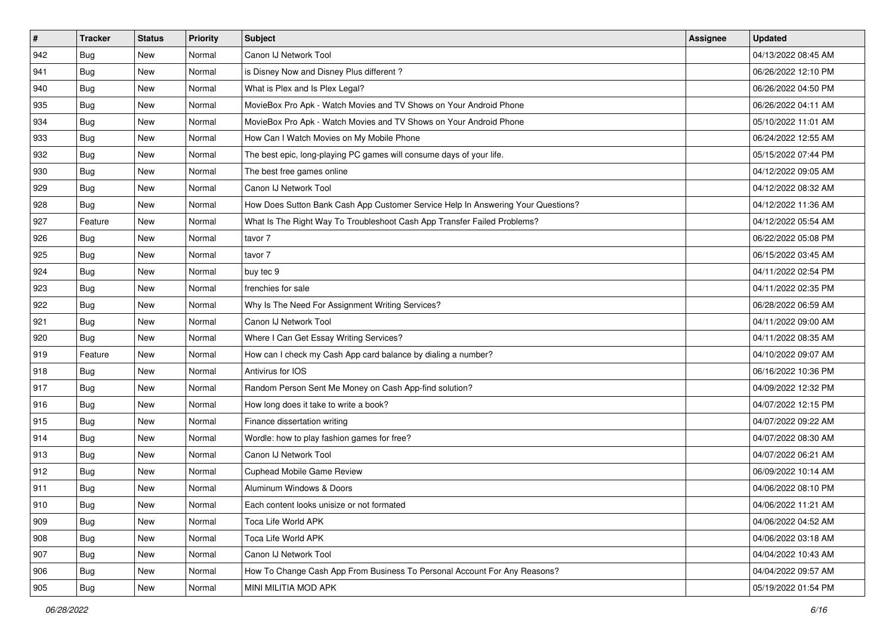| # | Tracker | Status | Priority | Subject | Assignee | Updated |
|---|---|---|---|---|---|---|
| 942 | Bug | New | Normal | Canon IJ Network Tool | | 04/13/2022 08:45 AM |
| 941 | Bug | New | Normal | is Disney Now and Disney Plus different ? | | 06/26/2022 12:10 PM |
| 940 | Bug | New | Normal | What is Plex and Is Plex Legal? | | 06/26/2022 04:50 PM |
| 935 | Bug | New | Normal | MovieBox Pro Apk - Watch Movies and TV Shows on Your Android Phone | | 06/26/2022 04:11 AM |
| 934 | Bug | New | Normal | MovieBox Pro Apk - Watch Movies and TV Shows on Your Android Phone | | 05/10/2022 11:01 AM |
| 933 | Bug | New | Normal | How Can I Watch Movies on My Mobile Phone | | 06/24/2022 12:55 AM |
| 932 | Bug | New | Normal | The best epic, long-playing PC games will consume days of your life. | | 05/15/2022 07:44 PM |
| 930 | Bug | New | Normal | The best free games online | | 04/12/2022 09:05 AM |
| 929 | Bug | New | Normal | Canon IJ Network Tool | | 04/12/2022 08:32 AM |
| 928 | Bug | New | Normal | How Does Sutton Bank Cash App Customer Service Help In Answering Your Questions? | | 04/12/2022 11:36 AM |
| 927 | Feature | New | Normal | What Is The Right Way To Troubleshoot Cash App Transfer Failed Problems? | | 04/12/2022 05:54 AM |
| 926 | Bug | New | Normal | tavor 7 | | 06/22/2022 05:08 PM |
| 925 | Bug | New | Normal | tavor 7 | | 06/15/2022 03:45 AM |
| 924 | Bug | New | Normal | buy tec 9 | | 04/11/2022 02:54 PM |
| 923 | Bug | New | Normal | frenchies for sale | | 04/11/2022 02:35 PM |
| 922 | Bug | New | Normal | Why Is The Need For Assignment Writing Services? | | 06/28/2022 06:59 AM |
| 921 | Bug | New | Normal | Canon IJ Network Tool | | 04/11/2022 09:00 AM |
| 920 | Bug | New | Normal | Where I Can Get Essay Writing Services? | | 04/11/2022 08:35 AM |
| 919 | Feature | New | Normal | How can I check my Cash App card balance by dialing a number? | | 04/10/2022 09:07 AM |
| 918 | Bug | New | Normal | Antivirus for IOS | | 06/16/2022 10:36 PM |
| 917 | Bug | New | Normal | Random Person Sent Me Money on Cash App-find solution? | | 04/09/2022 12:32 PM |
| 916 | Bug | New | Normal | How long does it take to write a book? | | 04/07/2022 12:15 PM |
| 915 | Bug | New | Normal | Finance dissertation writing | | 04/07/2022 09:22 AM |
| 914 | Bug | New | Normal | Wordle: how to play fashion games for free? | | 04/07/2022 08:30 AM |
| 913 | Bug | New | Normal | Canon IJ Network Tool | | 04/07/2022 06:21 AM |
| 912 | Bug | New | Normal | Cuphead Mobile Game Review | | 06/09/2022 10:14 AM |
| 911 | Bug | New | Normal | Aluminum Windows & Doors | | 04/06/2022 08:10 PM |
| 910 | Bug | New | Normal | Each content looks unisize or not formated | | 04/06/2022 11:21 AM |
| 909 | Bug | New | Normal | Toca Life World APK | | 04/06/2022 04:52 AM |
| 908 | Bug | New | Normal | Toca Life World APK | | 04/06/2022 03:18 AM |
| 907 | Bug | New | Normal | Canon IJ Network Tool | | 04/04/2022 10:43 AM |
| 906 | Bug | New | Normal | How To Change Cash App From Business To Personal Account For Any Reasons? | | 04/04/2022 09:57 AM |
| 905 | Bug | New | Normal | MINI MILITIA MOD APK | | 05/19/2022 01:54 PM |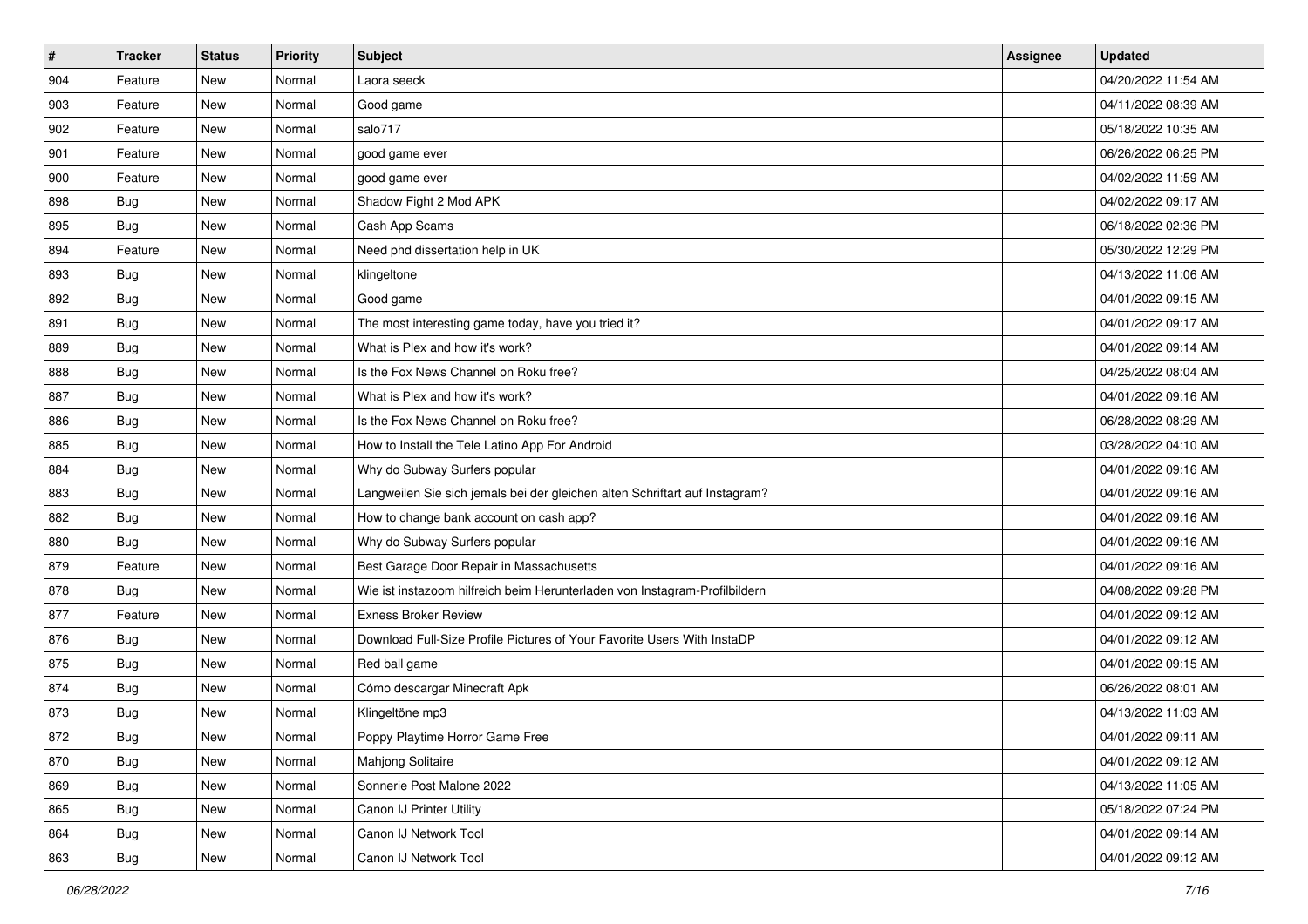| # | Tracker | Status | Priority | Subject | Assignee | Updated |
|---|---|---|---|---|---|---|
| 904 | Feature | New | Normal | Laora seeck | | 04/20/2022 11:54 AM |
| 903 | Feature | New | Normal | Good game | | 04/11/2022 08:39 AM |
| 902 | Feature | New | Normal | salo717 | | 05/18/2022 10:35 AM |
| 901 | Feature | New | Normal | good game ever | | 06/26/2022 06:25 PM |
| 900 | Feature | New | Normal | good game ever | | 04/02/2022 11:59 AM |
| 898 | Bug | New | Normal | Shadow Fight 2 Mod APK | | 04/02/2022 09:17 AM |
| 895 | Bug | New | Normal | Cash App Scams | | 06/18/2022 02:36 PM |
| 894 | Feature | New | Normal | Need phd dissertation help in UK | | 05/30/2022 12:29 PM |
| 893 | Bug | New | Normal | klingeltone | | 04/13/2022 11:06 AM |
| 892 | Bug | New | Normal | Good game | | 04/01/2022 09:15 AM |
| 891 | Bug | New | Normal | The most interesting game today, have you tried it? | | 04/01/2022 09:17 AM |
| 889 | Bug | New | Normal | What is Plex and how it's work? | | 04/01/2022 09:14 AM |
| 888 | Bug | New | Normal | Is the Fox News Channel on Roku free? | | 04/25/2022 08:04 AM |
| 887 | Bug | New | Normal | What is Plex and how it's work? | | 04/01/2022 09:16 AM |
| 886 | Bug | New | Normal | Is the Fox News Channel on Roku free? | | 06/28/2022 08:29 AM |
| 885 | Bug | New | Normal | How to Install the Tele Latino App For Android | | 03/28/2022 04:10 AM |
| 884 | Bug | New | Normal | Why do Subway Surfers popular | | 04/01/2022 09:16 AM |
| 883 | Bug | New | Normal | Langweilen Sie sich jemals bei der gleichen alten Schriftart auf Instagram? | | 04/01/2022 09:16 AM |
| 882 | Bug | New | Normal | How to change bank account on cash app? | | 04/01/2022 09:16 AM |
| 880 | Bug | New | Normal | Why do Subway Surfers popular | | 04/01/2022 09:16 AM |
| 879 | Feature | New | Normal | Best Garage Door Repair in Massachusetts | | 04/01/2022 09:16 AM |
| 878 | Bug | New | Normal | Wie ist instazoom hilfreich beim Herunterladen von Instagram-Profilbildern | | 04/08/2022 09:28 PM |
| 877 | Feature | New | Normal | Exness Broker Review | | 04/01/2022 09:12 AM |
| 876 | Bug | New | Normal | Download Full-Size Profile Pictures of Your Favorite Users With InstaDP | | 04/01/2022 09:12 AM |
| 875 | Bug | New | Normal | Red ball game | | 04/01/2022 09:15 AM |
| 874 | Bug | New | Normal | Cómo descargar Minecraft Apk | | 06/26/2022 08:01 AM |
| 873 | Bug | New | Normal | Klingeltöne mp3 | | 04/13/2022 11:03 AM |
| 872 | Bug | New | Normal | Poppy Playtime Horror Game Free | | 04/01/2022 09:11 AM |
| 870 | Bug | New | Normal | Mahjong Solitaire | | 04/01/2022 09:12 AM |
| 869 | Bug | New | Normal | Sonnerie Post Malone 2022 | | 04/13/2022 11:05 AM |
| 865 | Bug | New | Normal | Canon IJ Printer Utility | | 05/18/2022 07:24 PM |
| 864 | Bug | New | Normal | Canon IJ Network Tool | | 04/01/2022 09:14 AM |
| 863 | Bug | New | Normal | Canon IJ Network Tool | | 04/01/2022 09:12 AM |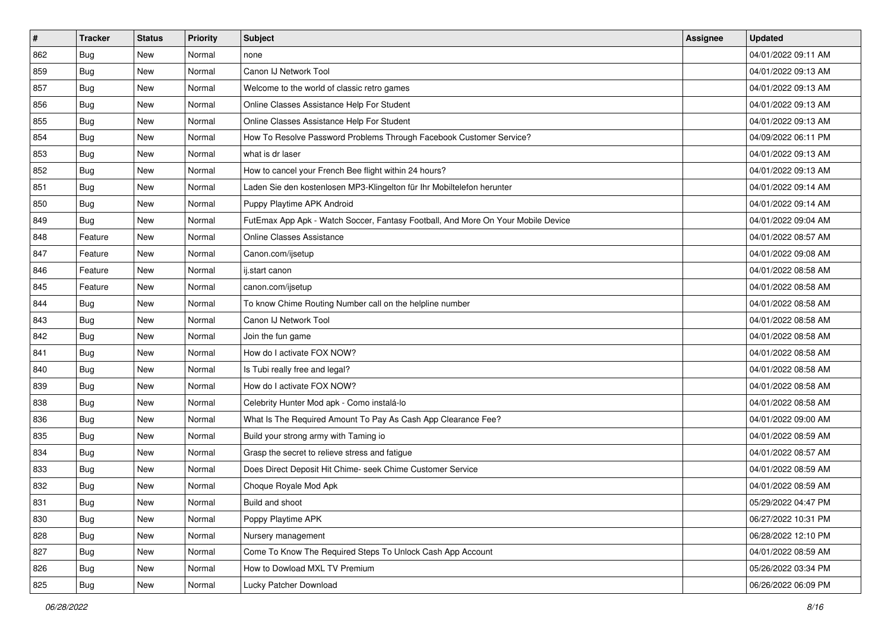| # | Tracker | Status | Priority | Subject | Assignee | Updated |
| --- | --- | --- | --- | --- | --- | --- |
| 862 | Bug | New | Normal | none | | 04/01/2022 09:11 AM |
| 859 | Bug | New | Normal | Canon IJ Network Tool | | 04/01/2022 09:13 AM |
| 857 | Bug | New | Normal | Welcome to the world of classic retro games | | 04/01/2022 09:13 AM |
| 856 | Bug | New | Normal | Online Classes Assistance Help For Student | | 04/01/2022 09:13 AM |
| 855 | Bug | New | Normal | Online Classes Assistance Help For Student | | 04/01/2022 09:13 AM |
| 854 | Bug | New | Normal | How To Resolve Password Problems Through Facebook Customer Service? | | 04/09/2022 06:11 PM |
| 853 | Bug | New | Normal | what is dr laser | | 04/01/2022 09:13 AM |
| 852 | Bug | New | Normal | How to cancel your French Bee flight within 24 hours? | | 04/01/2022 09:13 AM |
| 851 | Bug | New | Normal | Laden Sie den kostenlosen MP3-Klingelton für Ihr Mobiltelefon herunter | | 04/01/2022 09:14 AM |
| 850 | Bug | New | Normal | Puppy Playtime APK Android | | 04/01/2022 09:14 AM |
| 849 | Bug | New | Normal | FutEmax App Apk - Watch Soccer, Fantasy Football, And More On Your Mobile Device | | 04/01/2022 09:04 AM |
| 848 | Feature | New | Normal | Online Classes Assistance | | 04/01/2022 08:57 AM |
| 847 | Feature | New | Normal | Canon.com/ijsetup | | 04/01/2022 09:08 AM |
| 846 | Feature | New | Normal | ij.start canon | | 04/01/2022 08:58 AM |
| 845 | Feature | New | Normal | canon.com/ijsetup | | 04/01/2022 08:58 AM |
| 844 | Bug | New | Normal | To know Chime Routing Number call on the helpline number | | 04/01/2022 08:58 AM |
| 843 | Bug | New | Normal | Canon IJ Network Tool | | 04/01/2022 08:58 AM |
| 842 | Bug | New | Normal | Join the fun game | | 04/01/2022 08:58 AM |
| 841 | Bug | New | Normal | How do I activate FOX NOW? | | 04/01/2022 08:58 AM |
| 840 | Bug | New | Normal | Is Tubi really free and legal? | | 04/01/2022 08:58 AM |
| 839 | Bug | New | Normal | How do I activate FOX NOW? | | 04/01/2022 08:58 AM |
| 838 | Bug | New | Normal | Celebrity Hunter Mod apk - Como instalá-lo | | 04/01/2022 08:58 AM |
| 836 | Bug | New | Normal | What Is The Required Amount To Pay As Cash App Clearance Fee? | | 04/01/2022 09:00 AM |
| 835 | Bug | New | Normal | Build your strong army with Taming io | | 04/01/2022 08:59 AM |
| 834 | Bug | New | Normal | Grasp the secret to relieve stress and fatigue | | 04/01/2022 08:57 AM |
| 833 | Bug | New | Normal | Does Direct Deposit Hit Chime- seek Chime Customer Service | | 04/01/2022 08:59 AM |
| 832 | Bug | New | Normal | Choque Royale Mod Apk | | 04/01/2022 08:59 AM |
| 831 | Bug | New | Normal | Build and shoot | | 05/29/2022 04:47 PM |
| 830 | Bug | New | Normal | Poppy Playtime APK | | 06/27/2022 10:31 PM |
| 828 | Bug | New | Normal | Nursery management | | 06/28/2022 12:10 PM |
| 827 | Bug | New | Normal | Come To Know The Required Steps To Unlock Cash App Account | | 04/01/2022 08:59 AM |
| 826 | Bug | New | Normal | How to Dowload MXL TV Premium | | 05/26/2022 03:34 PM |
| 825 | Bug | New | Normal | Lucky Patcher Download | | 06/26/2022 06:09 PM |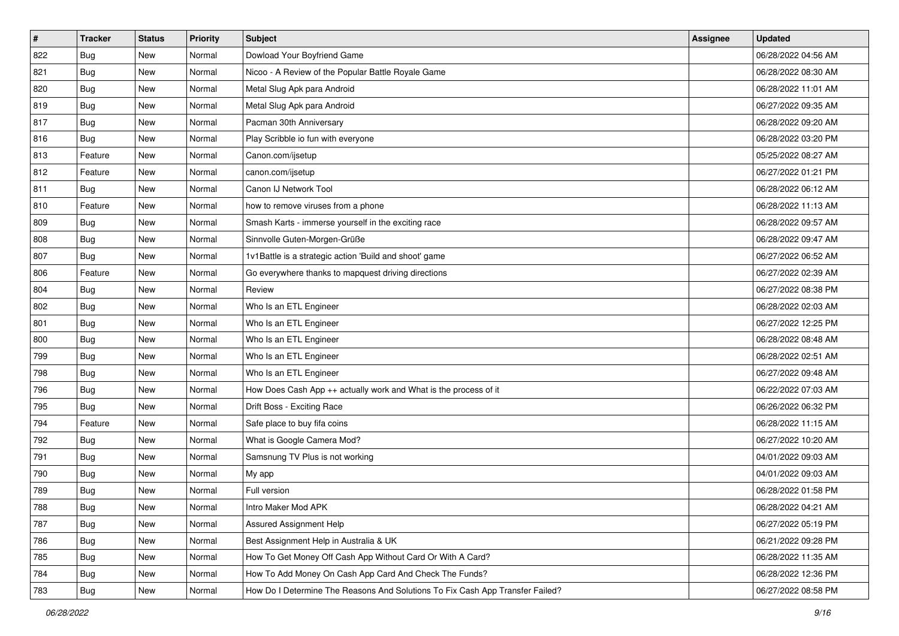| # | Tracker | Status | Priority | Subject | Assignee | Updated |
|---|---|---|---|---|---|---|
| 822 | Bug | New | Normal | Dowload Your Boyfriend Game | | 06/28/2022 04:56 AM |
| 821 | Bug | New | Normal | Nicoo - A Review of the Popular Battle Royale Game | | 06/28/2022 08:30 AM |
| 820 | Bug | New | Normal | Metal Slug Apk para Android | | 06/28/2022 11:01 AM |
| 819 | Bug | New | Normal | Metal Slug Apk para Android | | 06/27/2022 09:35 AM |
| 817 | Bug | New | Normal | Pacman 30th Anniversary | | 06/28/2022 09:20 AM |
| 816 | Bug | New | Normal | Play Scribble io fun with everyone | | 06/28/2022 03:20 PM |
| 813 | Feature | New | Normal | Canon.com/ijsetup | | 05/25/2022 08:27 AM |
| 812 | Feature | New | Normal | canon.com/ijsetup | | 06/27/2022 01:21 PM |
| 811 | Bug | New | Normal | Canon IJ Network Tool | | 06/28/2022 06:12 AM |
| 810 | Feature | New | Normal | how to remove viruses from a phone | | 06/28/2022 11:13 AM |
| 809 | Bug | New | Normal | Smash Karts - immerse yourself in the exciting race | | 06/28/2022 09:57 AM |
| 808 | Bug | New | Normal | Sinnvolle Guten-Morgen-Grüße | | 06/28/2022 09:47 AM |
| 807 | Bug | New | Normal | 1v1Battle is a strategic action 'Build and shoot' game | | 06/27/2022 06:52 AM |
| 806 | Feature | New | Normal | Go everywhere thanks to mapquest driving directions | | 06/27/2022 02:39 AM |
| 804 | Bug | New | Normal | Review | | 06/27/2022 08:38 PM |
| 802 | Bug | New | Normal | Who Is an ETL Engineer | | 06/28/2022 02:03 AM |
| 801 | Bug | New | Normal | Who Is an ETL Engineer | | 06/27/2022 12:25 PM |
| 800 | Bug | New | Normal | Who Is an ETL Engineer | | 06/28/2022 08:48 AM |
| 799 | Bug | New | Normal | Who Is an ETL Engineer | | 06/28/2022 02:51 AM |
| 798 | Bug | New | Normal | Who Is an ETL Engineer | | 06/27/2022 09:48 AM |
| 796 | Bug | New | Normal | How Does Cash App ++ actually work and What is the process of it | | 06/22/2022 07:03 AM |
| 795 | Bug | New | Normal | Drift Boss - Exciting Race | | 06/26/2022 06:32 PM |
| 794 | Feature | New | Normal | Safe place to buy fifa coins | | 06/28/2022 11:15 AM |
| 792 | Bug | New | Normal | What is Google Camera Mod? | | 06/27/2022 10:20 AM |
| 791 | Bug | New | Normal | Samsnung TV Plus is not working | | 04/01/2022 09:03 AM |
| 790 | Bug | New | Normal | My app | | 04/01/2022 09:03 AM |
| 789 | Bug | New | Normal | Full version | | 06/28/2022 01:58 PM |
| 788 | Bug | New | Normal | Intro Maker Mod APK | | 06/28/2022 04:21 AM |
| 787 | Bug | New | Normal | Assured Assignment Help | | 06/27/2022 05:19 PM |
| 786 | Bug | New | Normal | Best Assignment Help in Australia & UK | | 06/21/2022 09:28 PM |
| 785 | Bug | New | Normal | How To Get Money Off Cash App Without Card Or With A Card? | | 06/28/2022 11:35 AM |
| 784 | Bug | New | Normal | How To Add Money On Cash App Card And Check The Funds? | | 06/28/2022 12:36 PM |
| 783 | Bug | New | Normal | How Do I Determine The Reasons And Solutions To Fix Cash App Transfer Failed? | | 06/27/2022 08:58 PM |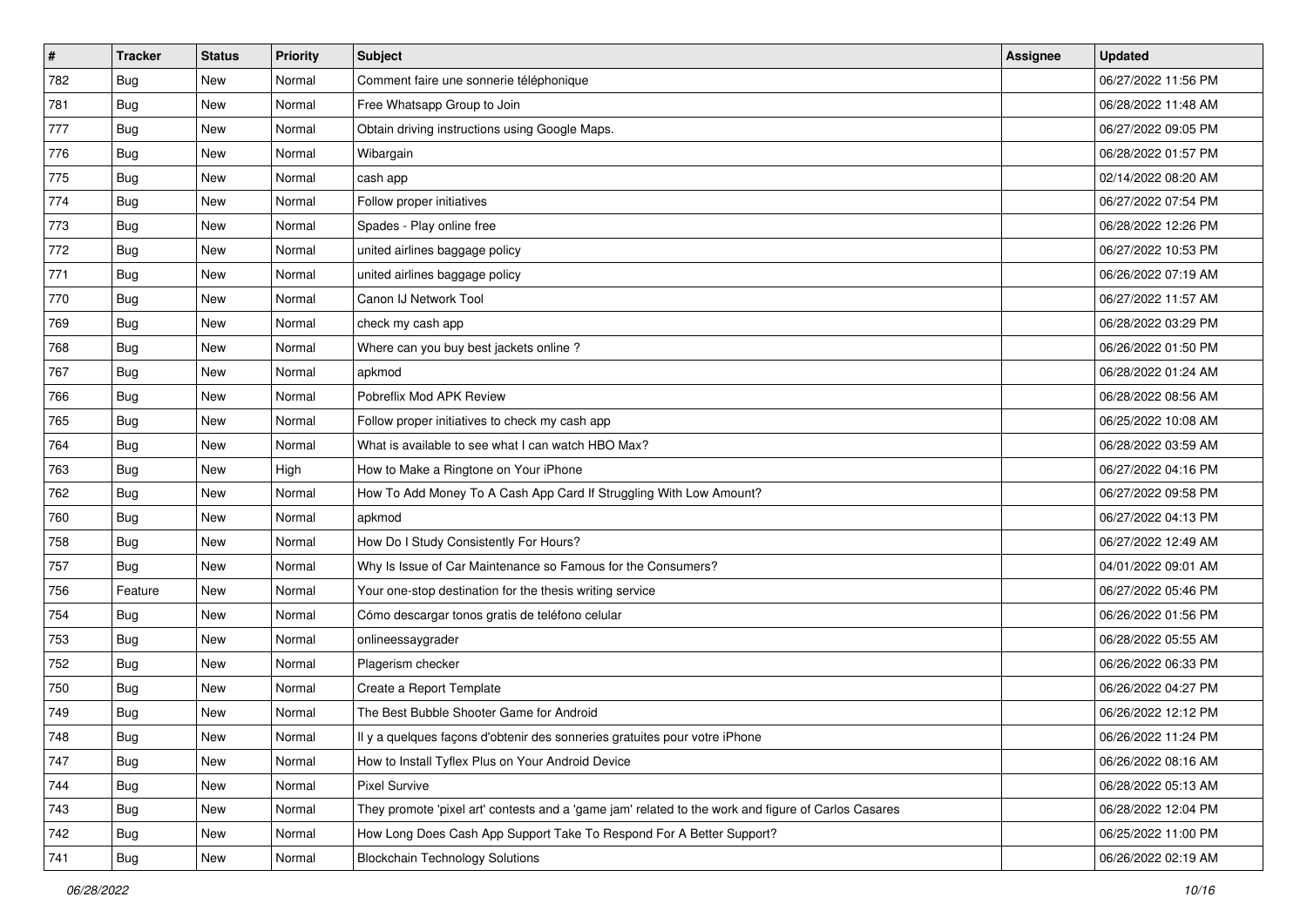| # | Tracker | Status | Priority | Subject | Assignee | Updated |
|---|---|---|---|---|---|---|
| 782 | Bug | New | Normal | Comment faire une sonnerie téléphonique | | 06/27/2022 11:56 PM |
| 781 | Bug | New | Normal | Free Whatsapp Group to Join | | 06/28/2022 11:48 AM |
| 777 | Bug | New | Normal | Obtain driving instructions using Google Maps. | | 06/27/2022 09:05 PM |
| 776 | Bug | New | Normal | Wibargain | | 06/28/2022 01:57 PM |
| 775 | Bug | New | Normal | cash app | | 02/14/2022 08:20 AM |
| 774 | Bug | New | Normal | Follow proper initiatives | | 06/27/2022 07:54 PM |
| 773 | Bug | New | Normal | Spades - Play online free | | 06/28/2022 12:26 PM |
| 772 | Bug | New | Normal | united airlines baggage policy | | 06/27/2022 10:53 PM |
| 771 | Bug | New | Normal | united airlines baggage policy | | 06/26/2022 07:19 AM |
| 770 | Bug | New | Normal | Canon IJ Network Tool | | 06/27/2022 11:57 AM |
| 769 | Bug | New | Normal | check my cash app | | 06/28/2022 03:29 PM |
| 768 | Bug | New | Normal | Where can you buy best jackets online ? | | 06/26/2022 01:50 PM |
| 767 | Bug | New | Normal | apkmod | | 06/28/2022 01:24 AM |
| 766 | Bug | New | Normal | Pobreflix Mod APK Review | | 06/28/2022 08:56 AM |
| 765 | Bug | New | Normal | Follow proper initiatives to check my cash app | | 06/25/2022 10:08 AM |
| 764 | Bug | New | Normal | What is available to see what I can watch HBO Max? | | 06/28/2022 03:59 AM |
| 763 | Bug | New | High | How to Make a Ringtone on Your iPhone | | 06/27/2022 04:16 PM |
| 762 | Bug | New | Normal | How To Add Money To A Cash App Card If Struggling With Low Amount? | | 06/27/2022 09:58 PM |
| 760 | Bug | New | Normal | apkmod | | 06/27/2022 04:13 PM |
| 758 | Bug | New | Normal | How Do I Study Consistently For Hours? | | 06/27/2022 12:49 AM |
| 757 | Bug | New | Normal | Why Is Issue of Car Maintenance so Famous for the Consumers? | | 04/01/2022 09:01 AM |
| 756 | Feature | New | Normal | Your one-stop destination for the thesis writing service | | 06/27/2022 05:46 PM |
| 754 | Bug | New | Normal | Cómo descargar tonos gratis de teléfono celular | | 06/26/2022 01:56 PM |
| 753 | Bug | New | Normal | onlineessaygrader | | 06/28/2022 05:55 AM |
| 752 | Bug | New | Normal | Plagerism checker | | 06/26/2022 06:33 PM |
| 750 | Bug | New | Normal | Create a Report Template | | 06/26/2022 04:27 PM |
| 749 | Bug | New | Normal | The Best Bubble Shooter Game for Android | | 06/26/2022 12:12 PM |
| 748 | Bug | New | Normal | Il y a quelques façons d'obtenir des sonneries gratuites pour votre iPhone | | 06/26/2022 11:24 PM |
| 747 | Bug | New | Normal | How to Install Tyflex Plus on Your Android Device | | 06/26/2022 08:16 AM |
| 744 | Bug | New | Normal | Pixel Survive | | 06/28/2022 05:13 AM |
| 743 | Bug | New | Normal | They promote 'pixel art' contests and a 'game jam' related to the work and figure of Carlos Casares | | 06/28/2022 12:04 PM |
| 742 | Bug | New | Normal | How Long Does Cash App Support Take To Respond For A Better Support? | | 06/25/2022 11:00 PM |
| 741 | Bug | New | Normal | Blockchain Technology Solutions | | 06/26/2022 02:19 AM |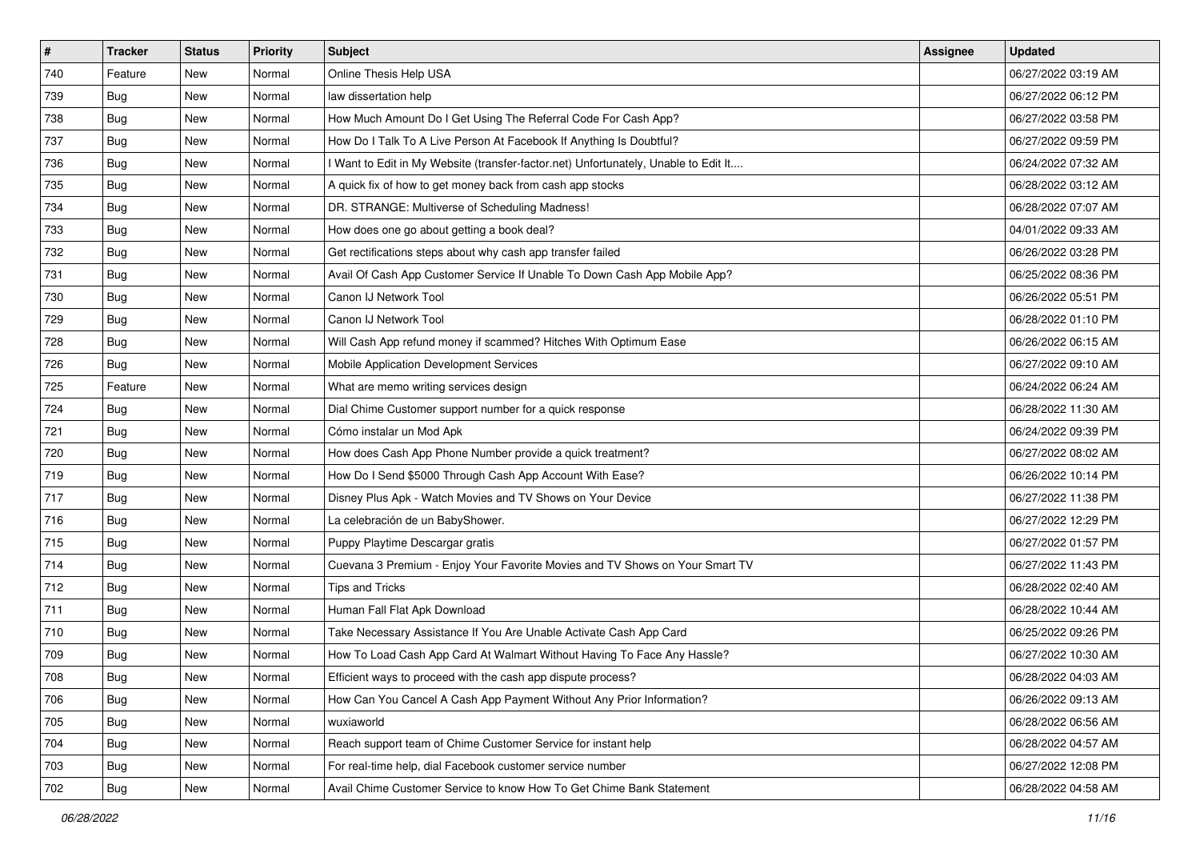| # | Tracker | Status | Priority | Subject | Assignee | Updated |
|---|---|---|---|---|---|---|
| 740 | Feature | New | Normal | Online Thesis Help USA | | 06/27/2022 03:19 AM |
| 739 | Bug | New | Normal | law dissertation help | | 06/27/2022 06:12 PM |
| 738 | Bug | New | Normal | How Much Amount Do I Get Using The Referral Code For Cash App? | | 06/27/2022 03:58 PM |
| 737 | Bug | New | Normal | How Do I Talk To A Live Person At Facebook If Anything Is Doubtful? | | 06/27/2022 09:59 PM |
| 736 | Bug | New | Normal | I Want to Edit in My Website (transfer-factor.net) Unfortunately, Unable to Edit It.... | | 06/24/2022 07:32 AM |
| 735 | Bug | New | Normal | A quick fix of how to get money back from cash app stocks | | 06/28/2022 03:12 AM |
| 734 | Bug | New | Normal | DR. STRANGE: Multiverse of Scheduling Madness! | | 06/28/2022 07:07 AM |
| 733 | Bug | New | Normal | How does one go about getting a book deal? | | 04/01/2022 09:33 AM |
| 732 | Bug | New | Normal | Get rectifications steps about why cash app transfer failed | | 06/26/2022 03:28 PM |
| 731 | Bug | New | Normal | Avail Of Cash App Customer Service If Unable To Down Cash App Mobile App? | | 06/25/2022 08:36 PM |
| 730 | Bug | New | Normal | Canon IJ Network Tool | | 06/26/2022 05:51 PM |
| 729 | Bug | New | Normal | Canon IJ Network Tool | | 06/28/2022 01:10 PM |
| 728 | Bug | New | Normal | Will Cash App refund money if scammed? Hitches With Optimum Ease | | 06/26/2022 06:15 AM |
| 726 | Bug | New | Normal | Mobile Application Development Services | | 06/27/2022 09:10 AM |
| 725 | Feature | New | Normal | What are memo writing services design | | 06/24/2022 06:24 AM |
| 724 | Bug | New | Normal | Dial Chime Customer support number for a quick response | | 06/28/2022 11:30 AM |
| 721 | Bug | New | Normal | Cómo instalar un Mod Apk | | 06/24/2022 09:39 PM |
| 720 | Bug | New | Normal | How does Cash App Phone Number provide a quick treatment? | | 06/27/2022 08:02 AM |
| 719 | Bug | New | Normal | How Do I Send $5000 Through Cash App Account With Ease? | | 06/26/2022 10:14 PM |
| 717 | Bug | New | Normal | Disney Plus Apk - Watch Movies and TV Shows on Your Device | | 06/27/2022 11:38 PM |
| 716 | Bug | New | Normal | La celebración de un BabyShower. | | 06/27/2022 12:29 PM |
| 715 | Bug | New | Normal | Puppy Playtime Descargar gratis | | 06/27/2022 01:57 PM |
| 714 | Bug | New | Normal | Cuevana 3 Premium - Enjoy Your Favorite Movies and TV Shows on Your Smart TV | | 06/27/2022 11:43 PM |
| 712 | Bug | New | Normal | Tips and Tricks | | 06/28/2022 02:40 AM |
| 711 | Bug | New | Normal | Human Fall Flat Apk Download | | 06/28/2022 10:44 AM |
| 710 | Bug | New | Normal | Take Necessary Assistance If You Are Unable Activate Cash App Card | | 06/25/2022 09:26 PM |
| 709 | Bug | New | Normal | How To Load Cash App Card At Walmart Without Having To Face Any Hassle? | | 06/27/2022 10:30 AM |
| 708 | Bug | New | Normal | Efficient ways to proceed with the cash app dispute process? | | 06/28/2022 04:03 AM |
| 706 | Bug | New | Normal | How Can You Cancel A Cash App Payment Without Any Prior Information? | | 06/26/2022 09:13 AM |
| 705 | Bug | New | Normal | wuxiaworld | | 06/28/2022 06:56 AM |
| 704 | Bug | New | Normal | Reach support team of Chime Customer Service for instant help | | 06/28/2022 04:57 AM |
| 703 | Bug | New | Normal | For real-time help, dial Facebook customer service number | | 06/27/2022 12:08 PM |
| 702 | Bug | New | Normal | Avail Chime Customer Service to know How To Get Chime Bank Statement | | 06/28/2022 04:58 AM |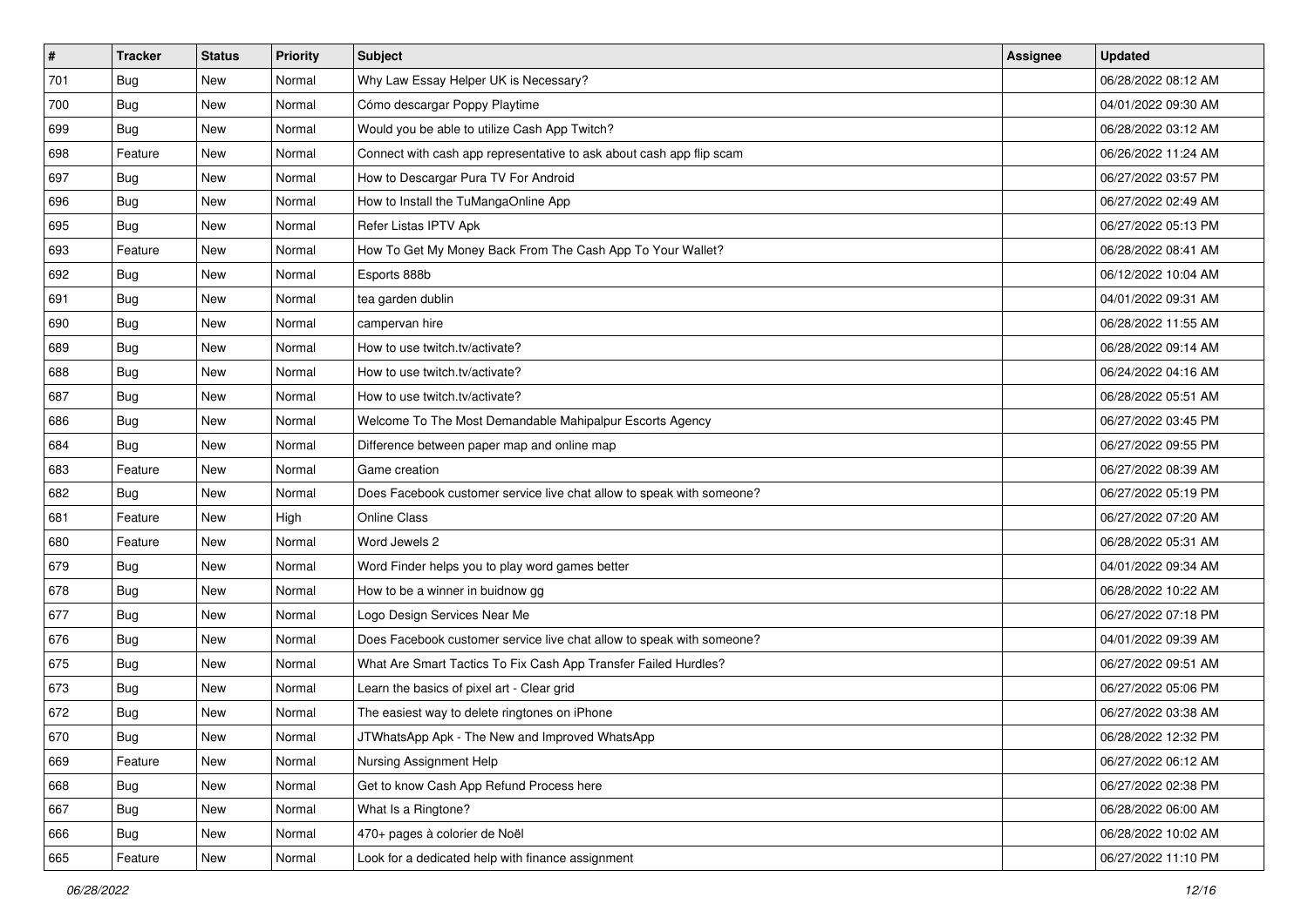| # | Tracker | Status | Priority | Subject | Assignee | Updated |
|---|---|---|---|---|---|---|
| 701 | Bug | New | Normal | Why Law Essay Helper UK is Necessary? | | 06/28/2022 08:12 AM |
| 700 | Bug | New | Normal | Cómo descargar Poppy Playtime | | 04/01/2022 09:30 AM |
| 699 | Bug | New | Normal | Would you be able to utilize Cash App Twitch? | | 06/28/2022 03:12 AM |
| 698 | Feature | New | Normal | Connect with cash app representative to ask about cash app flip scam | | 06/26/2022 11:24 AM |
| 697 | Bug | New | Normal | How to Descargar Pura TV For Android | | 06/27/2022 03:57 PM |
| 696 | Bug | New | Normal | How to Install the TuMangaOnline App | | 06/27/2022 02:49 AM |
| 695 | Bug | New | Normal | Refer Listas IPTV Apk | | 06/27/2022 05:13 PM |
| 693 | Feature | New | Normal | How To Get My Money Back From The Cash App To Your Wallet? | | 06/28/2022 08:41 AM |
| 692 | Bug | New | Normal | Esports 888b | | 06/12/2022 10:04 AM |
| 691 | Bug | New | Normal | tea garden dublin | | 04/01/2022 09:31 AM |
| 690 | Bug | New | Normal | campervan hire | | 06/28/2022 11:55 AM |
| 689 | Bug | New | Normal | How to use twitch.tv/activate? | | 06/28/2022 09:14 AM |
| 688 | Bug | New | Normal | How to use twitch.tv/activate? | | 06/24/2022 04:16 AM |
| 687 | Bug | New | Normal | How to use twitch.tv/activate? | | 06/28/2022 05:51 AM |
| 686 | Bug | New | Normal | Welcome To The Most Demandable Mahipalpur Escorts Agency | | 06/27/2022 03:45 PM |
| 684 | Bug | New | Normal | Difference between paper map and online map | | 06/27/2022 09:55 PM |
| 683 | Feature | New | Normal | Game creation | | 06/27/2022 08:39 AM |
| 682 | Bug | New | Normal | Does Facebook customer service live chat allow to speak with someone? | | 06/27/2022 05:19 PM |
| 681 | Feature | New | High | Online Class | | 06/27/2022 07:20 AM |
| 680 | Feature | New | Normal | Word Jewels 2 | | 06/28/2022 05:31 AM |
| 679 | Bug | New | Normal | Word Finder helps you to play word games better | | 04/01/2022 09:34 AM |
| 678 | Bug | New | Normal | How to be a winner in buidnow gg | | 06/28/2022 10:22 AM |
| 677 | Bug | New | Normal | Logo Design Services Near Me | | 06/27/2022 07:18 PM |
| 676 | Bug | New | Normal | Does Facebook customer service live chat allow to speak with someone? | | 04/01/2022 09:39 AM |
| 675 | Bug | New | Normal | What Are Smart Tactics To Fix Cash App Transfer Failed Hurdles? | | 06/27/2022 09:51 AM |
| 673 | Bug | New | Normal | Learn the basics of pixel art - Clear grid | | 06/27/2022 05:06 PM |
| 672 | Bug | New | Normal | The easiest way to delete ringtones on iPhone | | 06/27/2022 03:38 AM |
| 670 | Bug | New | Normal | JTWhatsApp Apk - The New and Improved WhatsApp | | 06/28/2022 12:32 PM |
| 669 | Feature | New | Normal | Nursing Assignment Help | | 06/27/2022 06:12 AM |
| 668 | Bug | New | Normal | Get to know Cash App Refund Process here | | 06/27/2022 02:38 PM |
| 667 | Bug | New | Normal | What Is a Ringtone? | | 06/28/2022 06:00 AM |
| 666 | Bug | New | Normal | 470+ pages à colorier de Noël | | 06/28/2022 10:02 AM |
| 665 | Feature | New | Normal | Look for a dedicated help with finance assignment | | 06/27/2022 11:10 PM |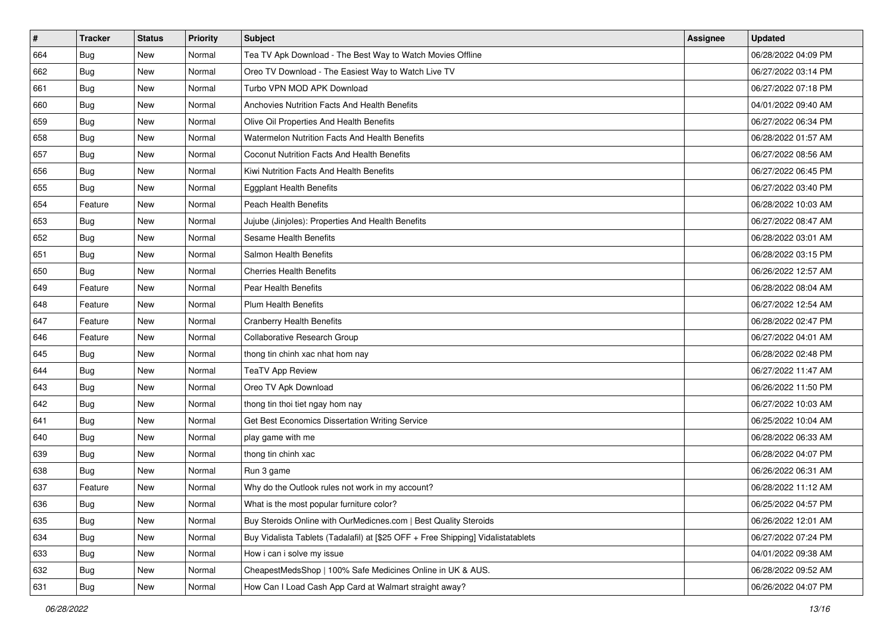| # | Tracker | Status | Priority | Subject | Assignee | Updated |
|---|---|---|---|---|---|---|
| 664 | Bug | New | Normal | Tea TV Apk Download - The Best Way to Watch Movies Offline | | 06/28/2022 04:09 PM |
| 662 | Bug | New | Normal | Oreo TV Download - The Easiest Way to Watch Live TV | | 06/27/2022 03:14 PM |
| 661 | Bug | New | Normal | Turbo VPN MOD APK Download | | 06/27/2022 07:18 PM |
| 660 | Bug | New | Normal | Anchovies Nutrition Facts And Health Benefits | | 04/01/2022 09:40 AM |
| 659 | Bug | New | Normal | Olive Oil Properties And Health Benefits | | 06/27/2022 06:34 PM |
| 658 | Bug | New | Normal | Watermelon Nutrition Facts And Health Benefits | | 06/28/2022 01:57 AM |
| 657 | Bug | New | Normal | Coconut Nutrition Facts And Health Benefits | | 06/27/2022 08:56 AM |
| 656 | Bug | New | Normal | Kiwi Nutrition Facts And Health Benefits | | 06/27/2022 06:45 PM |
| 655 | Bug | New | Normal | Eggplant Health Benefits | | 06/27/2022 03:40 PM |
| 654 | Feature | New | Normal | Peach Health Benefits | | 06/28/2022 10:03 AM |
| 653 | Bug | New | Normal | Jujube (Jinjoles): Properties And Health Benefits | | 06/27/2022 08:47 AM |
| 652 | Bug | New | Normal | Sesame Health Benefits | | 06/28/2022 03:01 AM |
| 651 | Bug | New | Normal | Salmon Health Benefits | | 06/28/2022 03:15 PM |
| 650 | Bug | New | Normal | Cherries Health Benefits | | 06/26/2022 12:57 AM |
| 649 | Feature | New | Normal | Pear Health Benefits | | 06/28/2022 08:04 AM |
| 648 | Feature | New | Normal | Plum Health Benefits | | 06/27/2022 12:54 AM |
| 647 | Feature | New | Normal | Cranberry Health Benefits | | 06/28/2022 02:47 PM |
| 646 | Feature | New | Normal | Collaborative Research Group | | 06/27/2022 04:01 AM |
| 645 | Bug | New | Normal | thong tin chinh xac nhat hom nay | | 06/28/2022 02:48 PM |
| 644 | Bug | New | Normal | TeaTV App Review | | 06/27/2022 11:47 AM |
| 643 | Bug | New | Normal | Oreo TV Apk Download | | 06/26/2022 11:50 PM |
| 642 | Bug | New | Normal | thong tin thoi tiet ngay hom nay | | 06/27/2022 10:03 AM |
| 641 | Bug | New | Normal | Get Best Economics Dissertation Writing Service | | 06/25/2022 10:04 AM |
| 640 | Bug | New | Normal | play game with me | | 06/28/2022 06:33 AM |
| 639 | Bug | New | Normal | thong tin chinh xac | | 06/28/2022 04:07 PM |
| 638 | Bug | New | Normal | Run 3 game | | 06/26/2022 06:31 AM |
| 637 | Feature | New | Normal | Why do the Outlook rules not work in my account? | | 06/28/2022 11:12 AM |
| 636 | Bug | New | Normal | What is the most popular furniture color? | | 06/25/2022 04:57 PM |
| 635 | Bug | New | Normal | Buy Steroids Online with OurMedicnes.com \| Best Quality Steroids | | 06/26/2022 12:01 AM |
| 634 | Bug | New | Normal | Buy Vidalista Tablets (Tadalafil) at [$25 OFF + Free Shipping] Vidalistatablets | | 06/27/2022 07:24 PM |
| 633 | Bug | New | Normal | How i can i solve my issue | | 04/01/2022 09:38 AM |
| 632 | Bug | New | Normal | CheapestMedsShop \| 100% Safe Medicines Online in UK & AUS. | | 06/28/2022 09:52 AM |
| 631 | Bug | New | Normal | How Can I Load Cash App Card at Walmart straight away? | | 06/26/2022 04:07 PM |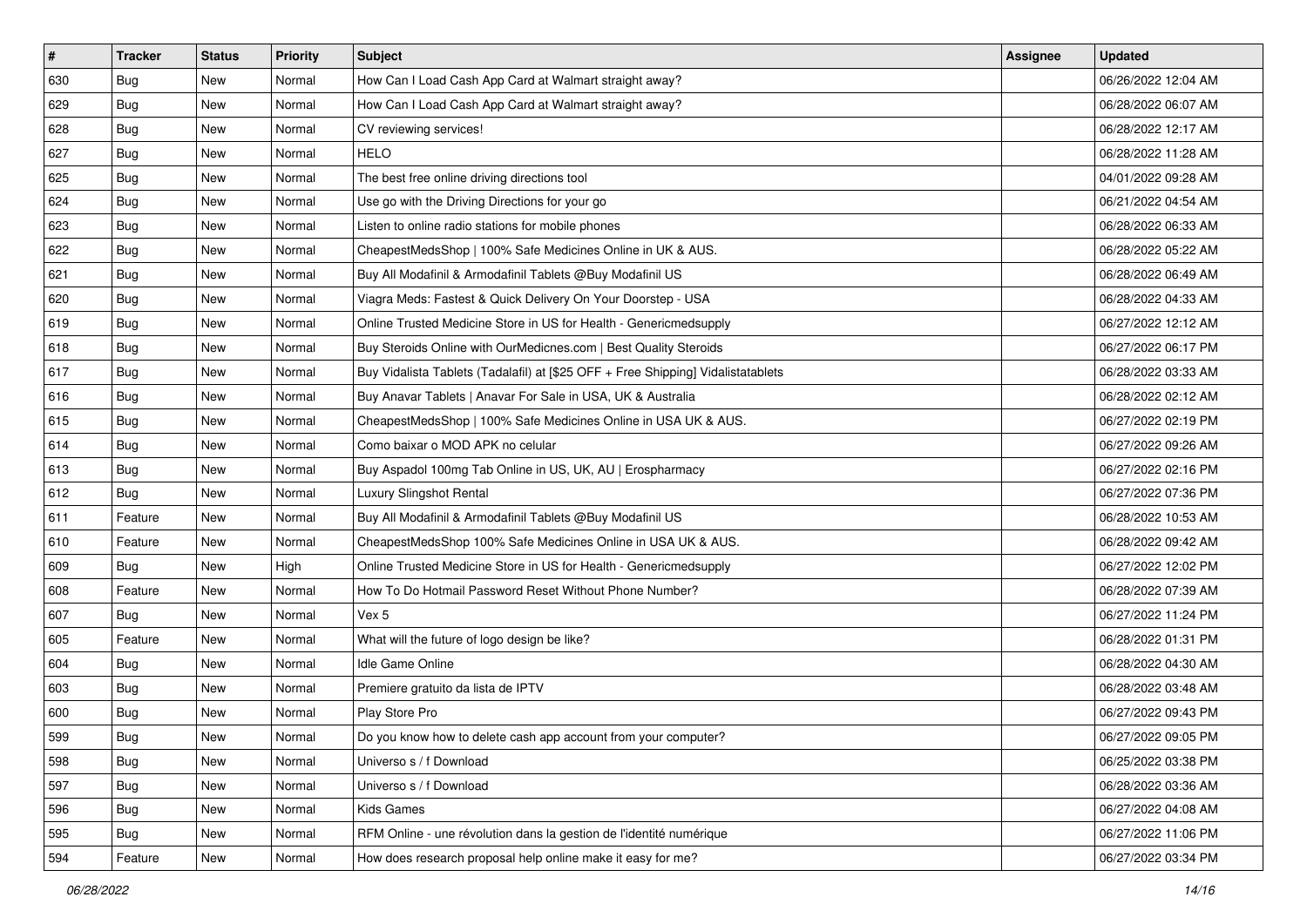| # | Tracker | Status | Priority | Subject | Assignee | Updated |
|---|---|---|---|---|---|---|
| 630 | Bug | New | Normal | How Can I Load Cash App Card at Walmart straight away? | | 06/26/2022 12:04 AM |
| 629 | Bug | New | Normal | How Can I Load Cash App Card at Walmart straight away? | | 06/28/2022 06:07 AM |
| 628 | Bug | New | Normal | CV reviewing services! | | 06/28/2022 12:17 AM |
| 627 | Bug | New | Normal | HELO | | 06/28/2022 11:28 AM |
| 625 | Bug | New | Normal | The best free online driving directions tool | | 04/01/2022 09:28 AM |
| 624 | Bug | New | Normal | Use go with the Driving Directions for your go | | 06/21/2022 04:54 AM |
| 623 | Bug | New | Normal | Listen to online radio stations for mobile phones | | 06/28/2022 06:33 AM |
| 622 | Bug | New | Normal | CheapestMedsShop \| 100% Safe Medicines Online in UK & AUS. | | 06/28/2022 05:22 AM |
| 621 | Bug | New | Normal | Buy All Modafinil & Armodafinil Tablets @Buy Modafinil US | | 06/28/2022 06:49 AM |
| 620 | Bug | New | Normal | Viagra Meds: Fastest & Quick Delivery On Your Doorstep - USA | | 06/28/2022 04:33 AM |
| 619 | Bug | New | Normal | Online Trusted Medicine Store in US for Health - Genericmedsupply | | 06/27/2022 12:12 AM |
| 618 | Bug | New | Normal | Buy Steroids Online with OurMedicnes.com \| Best Quality Steroids | | 06/27/2022 06:17 PM |
| 617 | Bug | New | Normal | Buy Vidalista Tablets (Tadalafil) at [$25 OFF + Free Shipping] Vidalistatablets | | 06/28/2022 03:33 AM |
| 616 | Bug | New | Normal | Buy Anavar Tablets \| Anavar For Sale in USA, UK & Australia | | 06/28/2022 02:12 AM |
| 615 | Bug | New | Normal | CheapestMedsShop \| 100% Safe Medicines Online in USA UK & AUS. | | 06/27/2022 02:19 PM |
| 614 | Bug | New | Normal | Como baixar o MOD APK no celular | | 06/27/2022 09:26 AM |
| 613 | Bug | New | Normal | Buy Aspadol 100mg Tab Online in US, UK, AU \| Erospharmacy | | 06/27/2022 02:16 PM |
| 612 | Bug | New | Normal | Luxury Slingshot Rental | | 06/27/2022 07:36 PM |
| 611 | Feature | New | Normal | Buy All Modafinil & Armodafinil Tablets @Buy Modafinil US | | 06/28/2022 10:53 AM |
| 610 | Feature | New | Normal | CheapestMedsShop 100% Safe Medicines Online in USA UK & AUS. | | 06/28/2022 09:42 AM |
| 609 | Bug | New | High | Online Trusted Medicine Store in US for Health - Genericmedsupply | | 06/27/2022 12:02 PM |
| 608 | Feature | New | Normal | How To Do Hotmail Password Reset Without Phone Number? | | 06/28/2022 07:39 AM |
| 607 | Bug | New | Normal | Vex 5 | | 06/27/2022 11:24 PM |
| 605 | Feature | New | Normal | What will the future of logo design be like? | | 06/28/2022 01:31 PM |
| 604 | Bug | New | Normal | Idle Game Online | | 06/28/2022 04:30 AM |
| 603 | Bug | New | Normal | Premiere gratuito da lista de IPTV | | 06/28/2022 03:48 AM |
| 600 | Bug | New | Normal | Play Store Pro | | 06/27/2022 09:43 PM |
| 599 | Bug | New | Normal | Do you know how to delete cash app account from your computer? | | 06/27/2022 09:05 PM |
| 598 | Bug | New | Normal | Universo s / f Download | | 06/25/2022 03:38 PM |
| 597 | Bug | New | Normal | Universo s / f Download | | 06/28/2022 03:36 AM |
| 596 | Bug | New | Normal | Kids Games | | 06/27/2022 04:08 AM |
| 595 | Bug | New | Normal | RFM Online - une révolution dans la gestion de l'identité numérique | | 06/27/2022 11:06 PM |
| 594 | Feature | New | Normal | How does research proposal help online make it easy for me? | | 06/27/2022 03:34 PM |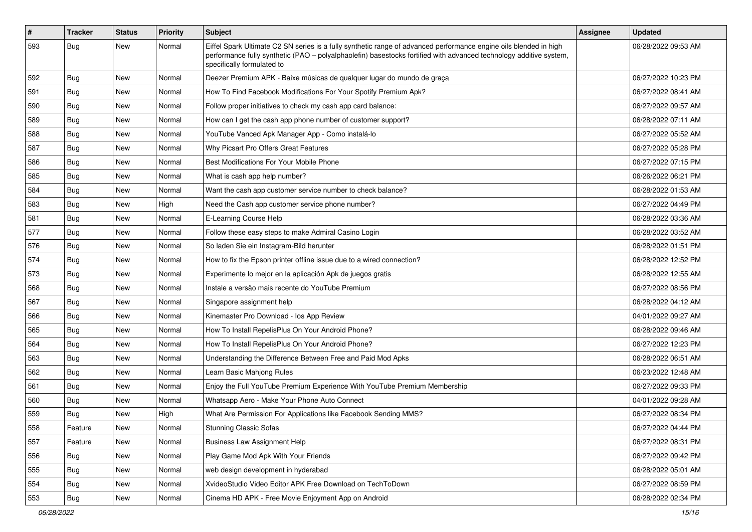| # | Tracker | Status | Priority | Subject | Assignee | Updated |
|---|---|---|---|---|---|---|
| 593 | Bug | New | Normal | Eiffel Spark Ultimate C2 SN series is a fully synthetic range of advanced performance engine oils blended in high performance fully synthetic (PAO – polyalphaolefin) basestocks fortified with advanced technology additive system, specifically formulated to | | 06/28/2022 09:53 AM |
| 592 | Bug | New | Normal | Deezer Premium APK - Baixe músicas de qualquer lugar do mundo de graça | | 06/27/2022 10:23 PM |
| 591 | Bug | New | Normal | How To Find Facebook Modifications For Your Spotify Premium Apk? | | 06/27/2022 08:41 AM |
| 590 | Bug | New | Normal | Follow proper initiatives to check my cash app card balance: | | 06/27/2022 09:57 AM |
| 589 | Bug | New | Normal | How can I get the cash app phone number of customer support? | | 06/28/2022 07:11 AM |
| 588 | Bug | New | Normal | YouTube Vanced Apk Manager App - Como instalá-lo | | 06/27/2022 05:52 AM |
| 587 | Bug | New | Normal | Why Picsart Pro Offers Great Features | | 06/27/2022 05:28 PM |
| 586 | Bug | New | Normal | Best Modifications For Your Mobile Phone | | 06/27/2022 07:15 PM |
| 585 | Bug | New | Normal | What is cash app help number? | | 06/26/2022 06:21 PM |
| 584 | Bug | New | Normal | Want the cash app customer service number to check balance? | | 06/28/2022 01:53 AM |
| 583 | Bug | New | High | Need the Cash app customer service phone number? | | 06/27/2022 04:49 PM |
| 581 | Bug | New | Normal | E-Learning Course Help | | 06/28/2022 03:36 AM |
| 577 | Bug | New | Normal | Follow these easy steps to make Admiral Casino Login | | 06/28/2022 03:52 AM |
| 576 | Bug | New | Normal | So laden Sie ein Instagram-Bild herunter | | 06/28/2022 01:51 PM |
| 574 | Bug | New | Normal | How to fix the Epson printer offline issue due to a wired connection? | | 06/28/2022 12:52 PM |
| 573 | Bug | New | Normal | Experimente lo mejor en la aplicación Apk de juegos gratis | | 06/28/2022 12:55 AM |
| 568 | Bug | New | Normal | Instale a versão mais recente do YouTube Premium | | 06/27/2022 08:56 PM |
| 567 | Bug | New | Normal | Singapore assignment help | | 06/28/2022 04:12 AM |
| 566 | Bug | New | Normal | Kinemaster Pro Download - Ios App Review | | 04/01/2022 09:27 AM |
| 565 | Bug | New | Normal | How To Install RepelisPlus On Your Android Phone? | | 06/28/2022 09:46 AM |
| 564 | Bug | New | Normal | How To Install RepelisPlus On Your Android Phone? | | 06/27/2022 12:23 PM |
| 563 | Bug | New | Normal | Understanding the Difference Between Free and Paid Mod Apks | | 06/28/2022 06:51 AM |
| 562 | Bug | New | Normal | Learn Basic Mahjong Rules | | 06/23/2022 12:48 AM |
| 561 | Bug | New | Normal | Enjoy the Full YouTube Premium Experience With YouTube Premium Membership | | 06/27/2022 09:33 PM |
| 560 | Bug | New | Normal | Whatsapp Aero - Make Your Phone Auto Connect | | 04/01/2022 09:28 AM |
| 559 | Bug | New | High | What Are Permission For Applications like Facebook Sending MMS? | | 06/27/2022 08:34 PM |
| 558 | Feature | New | Normal | Stunning Classic Sofas | | 06/27/2022 04:44 PM |
| 557 | Feature | New | Normal | Business Law Assignment Help | | 06/27/2022 08:31 PM |
| 556 | Bug | New | Normal | Play Game Mod Apk With Your Friends | | 06/27/2022 09:42 PM |
| 555 | Bug | New | Normal | web design development in hyderabad | | 06/28/2022 05:01 AM |
| 554 | Bug | New | Normal | XvideoStudio Video Editor APK Free Download on TechToDown | | 06/27/2022 08:59 PM |
| 553 | Bug | New | Normal | Cinema HD APK - Free Movie Enjoyment App on Android | | 06/28/2022 02:34 PM |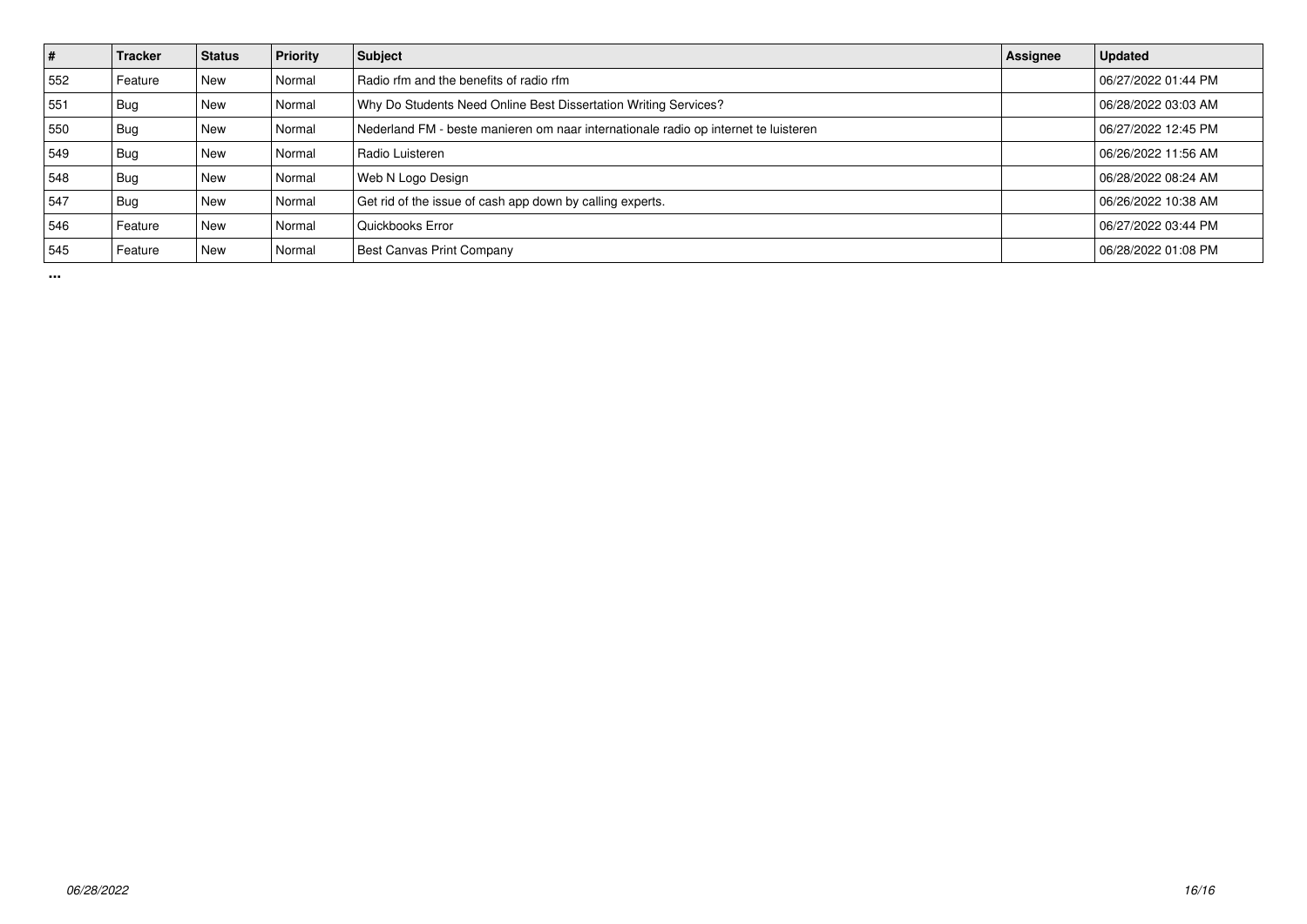| # | Tracker | Status | Priority | Subject | Assignee | Updated |
|---|---|---|---|---|---|---|
| 552 | Feature | New | Normal | Radio rfm and the benefits of radio rfm | | 06/27/2022 01:44 PM |
| 551 | Bug | New | Normal | Why Do Students Need Online Best Dissertation Writing Services? | | 06/28/2022 03:03 AM |
| 550 | Bug | New | Normal | Nederland FM - beste manieren om naar internationale radio op internet te luisteren | | 06/27/2022 12:45 PM |
| 549 | Bug | New | Normal | Radio Luisteren | | 06/26/2022 11:56 AM |
| 548 | Bug | New | Normal | Web N Logo Design | | 06/28/2022 08:24 AM |
| 547 | Bug | New | Normal | Get rid of the issue of cash app down by calling experts. | | 06/26/2022 10:38 AM |
| 546 | Feature | New | Normal | Quickbooks Error | | 06/27/2022 03:44 PM |
| 545 | Feature | New | Normal | Best Canvas Print Company | | 06/28/2022 01:08 PM |

...